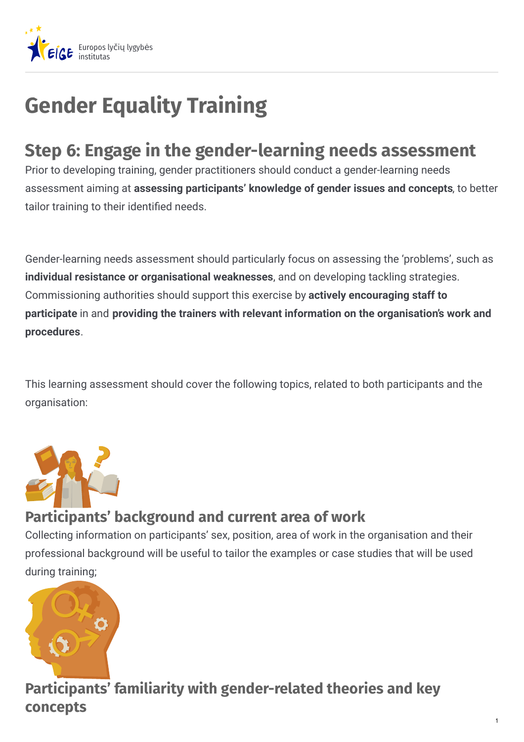# Gender Equality Training

## Step 6: Engage in the gender-learning needs assessment

Prior to developing training, gender practitioners should conduct a gender-learning needs assessment aiming at **assessing participants' knowledge of gender issues and concepts**, to better tailor training to their identified needs.

Gender-learning needs assessment should particularly focus on assessing the 'problems', such as **individual resistance or organisational weaknesses**, and on developing tackling strategies. Commissioning authorities should support this exercise by **actively encouraging staff to participate** in and **providing the trainers with relevant information on the organisation's work and procedures**.

This learning assessment should cover the following topics, related to both participants and the organisation:

### Participants' background and current area of work

Collecting information on participants' sex, position, area of work in the organisation and their professional background will be useful to tailor the examples or case studies that will be used during training;

### Participants' familiarity with gender-related theories and key concepts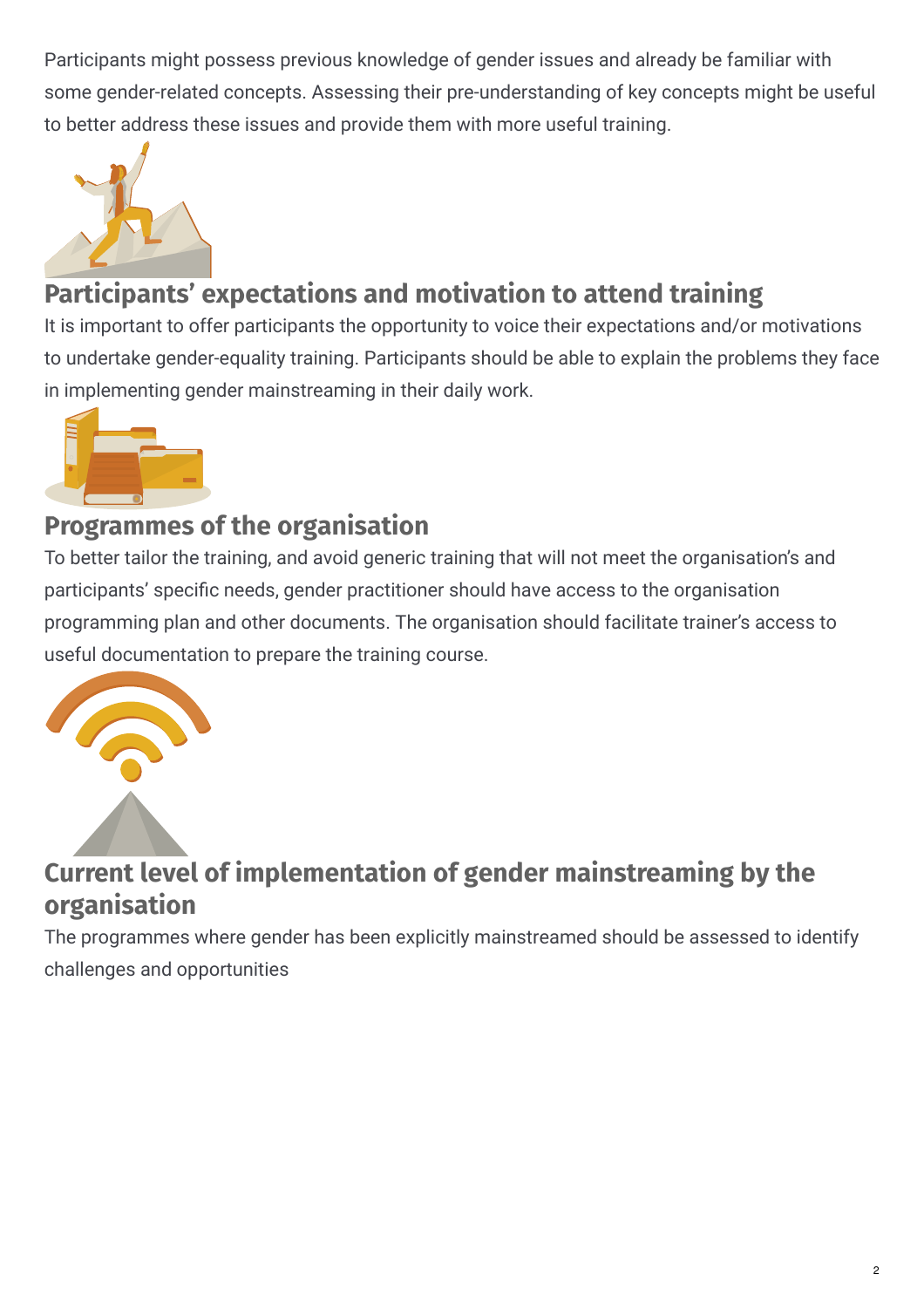Participants might possess previous knowledge of gender issues and already be familiar with some gender-related concepts. Assessing their pre-understanding of key concepts might be useful to better address these issues and provide them with more useful training.

## Participants' expectations and motivation to attend training

It is important to offer participants the opportunity to voice their expectations and/or motivations to undertake gender-equality training. Participants should be able to explain the problems they face in implementing gender mainstreaming in their daily work.

## Programmes of the organisation

To better tailor the training, and avoid generic training that will not meet the organisation's and participants' specific needs, gender practitioner should have access to the organisation programming plan and other documents. The organisation should facilitate trainer's access to useful documentation to prepare the training course.

## Current level of implementation of gender mainstreaming by the organisation

The programmes where gender has been explicitly mainstreamed should be assessed to identify challenges and opportunities